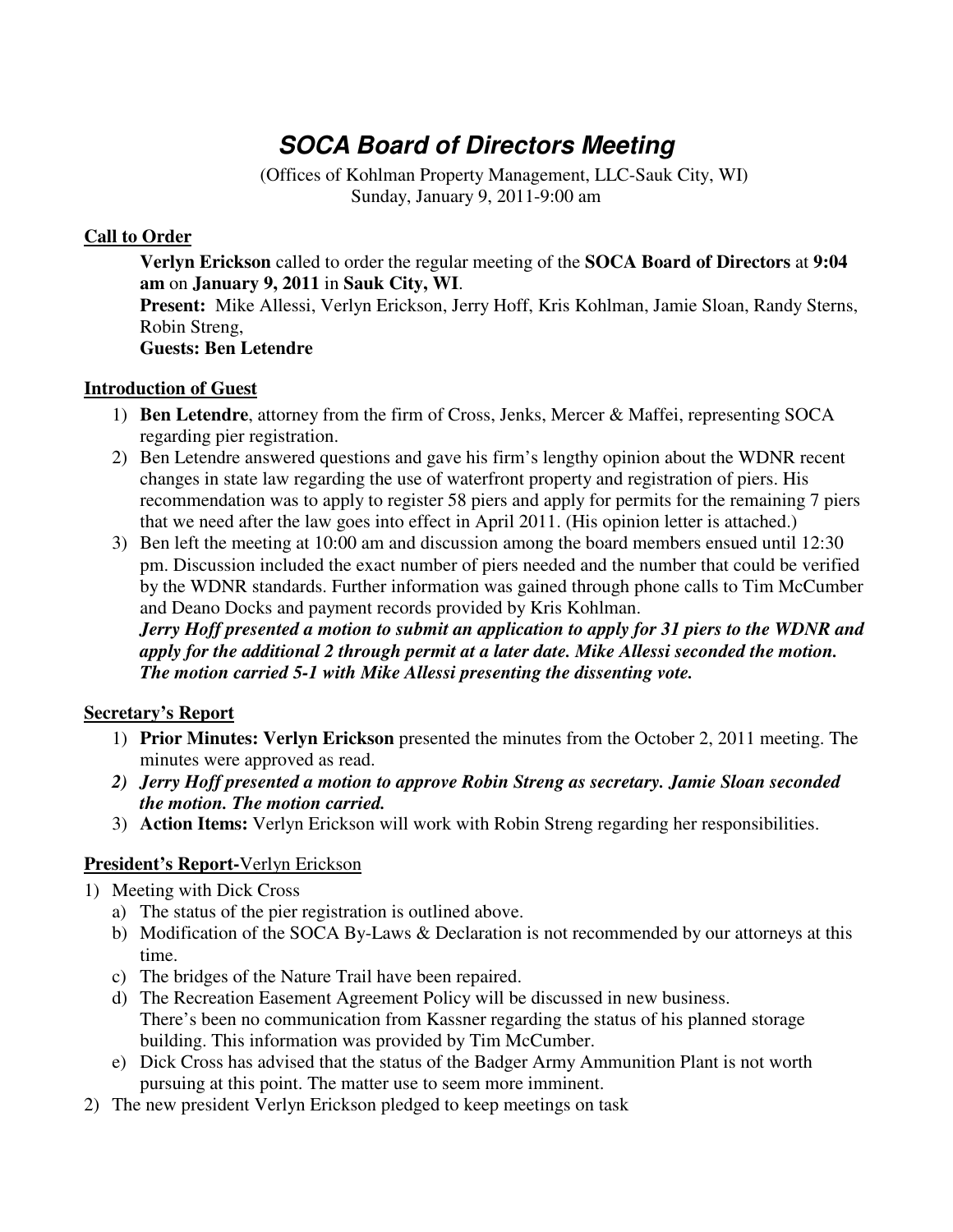# *SOCA Board of Directors Meeting*

(Offices of Kohlman Property Management, LLC-Sauk City, WI)
Sunday, January 9, 2011-9:00 am

## Call to Order

**Verlyn Erickson** called to order the regular meeting of the **SOCA Board of Directors** at **9:04 am** on **January 9, 2011** in **Sauk City, WI**.
**Present:** Mike Allessi, Verlyn Erickson, Jerry Hoff, Kris Kohlman, Jamie Sloan, Randy Sterns, Robin Streng,
**Guests: Ben Letendre**

## Introduction of Guest

1) **Ben Letendre**, attorney from the firm of Cross, Jenks, Mercer & Maffei, representing SOCA regarding pier registration.
2) Ben Letendre answered questions and gave his firm's lengthy opinion about the WDNR recent changes in state law regarding the use of waterfront property and registration of piers. His recommendation was to apply to register 58 piers and apply for permits for the remaining 7 piers that we need after the law goes into effect in April 2011. (His opinion letter is attached.)
3) Ben left the meeting at 10:00 am and discussion among the board members ensued until 12:30 pm. Discussion included the exact number of piers needed and the number that could be verified by the WDNR standards. Further information was gained through phone calls to Tim McCumber and Deano Docks and payment records provided by Kris Kohlman.
***Jerry Hoff presented a motion to submit an application to apply for 31 piers to the WDNR and apply for the additional 2 through permit at a later date. Mike Allessi seconded the motion. The motion carried 5-1 with Mike Allessi presenting the dissenting vote.***

## Secretary's Report

1) **Prior Minutes: Verlyn Erickson** presented the minutes from the October 2, 2011 meeting. The minutes were approved as read.
2) ***Jerry Hoff presented a motion to approve Robin Streng as secretary. Jamie Sloan seconded the motion. The motion carried.***
3) **Action Items:** Verlyn Erickson will work with Robin Streng regarding her responsibilities.

## President's Report-Verlyn Erickson

1) Meeting with Dick Cross
   a) The status of the pier registration is outlined above.
   b) Modification of the SOCA By-Laws & Declaration is not recommended by our attorneys at this time.
   c) The bridges of the Nature Trail have been repaired.
   d) The Recreation Easement Agreement Policy will be discussed in new business.
      There's been no communication from Kassner regarding the status of his planned storage building. This information was provided by Tim McCumber.
   e) Dick Cross has advised that the status of the Badger Army Ammunition Plant is not worth pursuing at this point. The matter use to seem more imminent.
2) The new president Verlyn Erickson pledged to keep meetings on task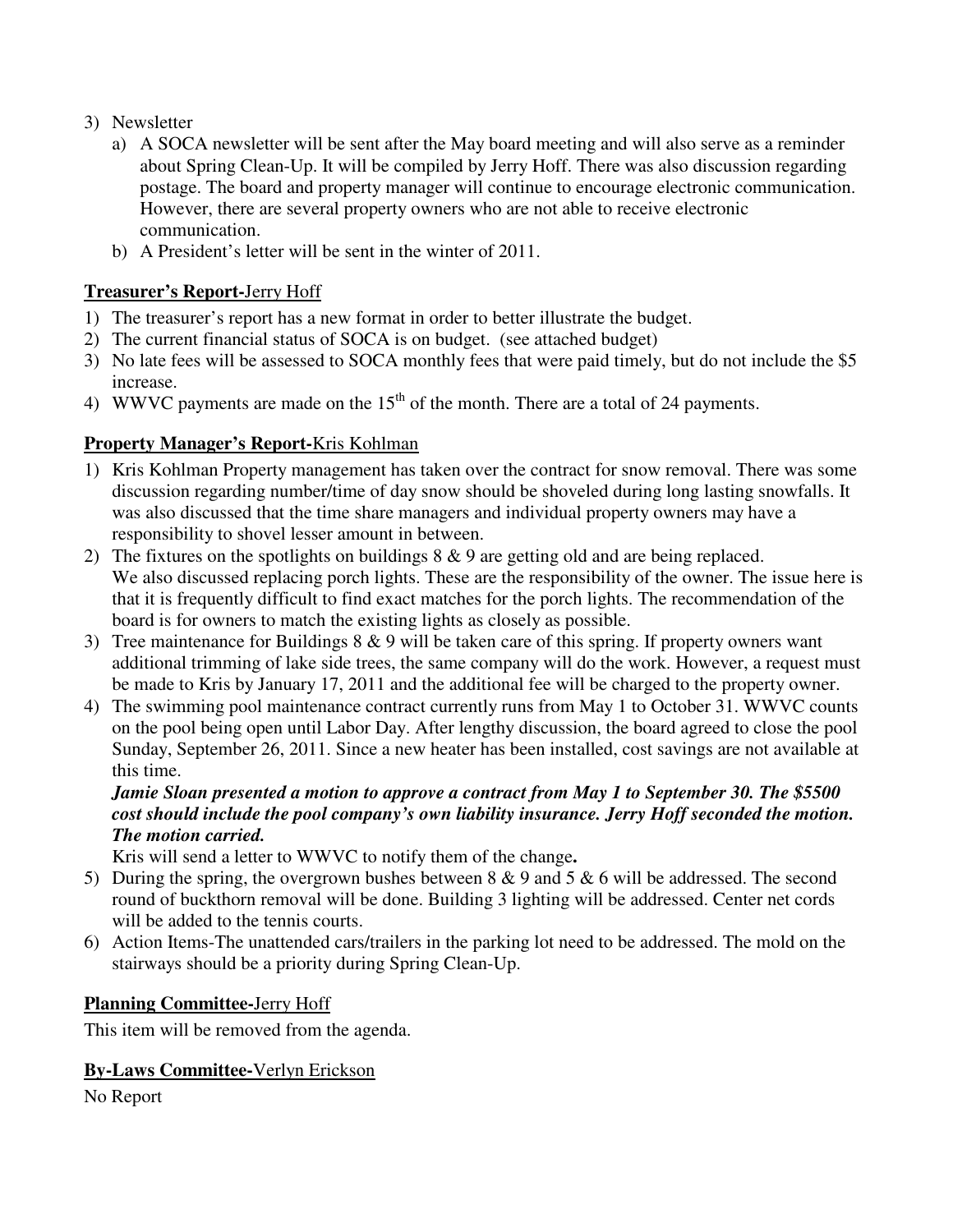3) Newsletter
   a) A SOCA newsletter will be sent after the May board meeting and will also serve as a reminder about Spring Clean-Up. It will be compiled by Jerry Hoff. There was also discussion regarding postage. The board and property manager will continue to encourage electronic communication. However, there are several property owners who are not able to receive electronic communication.
   b) A President's letter will be sent in the winter of 2011.

**Treasurer's Report-**Jerry Hoff

1) The treasurer's report has a new format in order to better illustrate the budget.
2) The current financial status of SOCA is on budget. (see attached budget)
3) No late fees will be assessed to SOCA monthly fees that were paid timely, but do not include the $5 increase.
4) WWVC payments are made on the 15th of the month. There are a total of 24 payments.

**Property Manager's Report-**Kris Kohlman

1) Kris Kohlman Property management has taken over the contract for snow removal. There was some discussion regarding number/time of day snow should be shoveled during long lasting snowfalls. It was also discussed that the time share managers and individual property owners may have a responsibility to shovel lesser amount in between.
2) The fixtures on the spotlights on buildings 8 & 9 are getting old and are being replaced. We also discussed replacing porch lights. These are the responsibility of the owner. The issue here is that it is frequently difficult to find exact matches for the porch lights. The recommendation of the board is for owners to match the existing lights as closely as possible.
3) Tree maintenance for Buildings 8 & 9 will be taken care of this spring. If property owners want additional trimming of lake side trees, the same company will do the work. However, a request must be made to Kris by January 17, 2011 and the additional fee will be charged to the property owner.
4) The swimming pool maintenance contract currently runs from May 1 to October 31. WWVC counts on the pool being open until Labor Day. After lengthy discussion, the board agreed to close the pool Sunday, September 26, 2011. Since a new heater has been installed, cost savings are not available at this time.
   ***Jamie Sloan presented a motion to approve a contract from May 1 to September 30. The $5500 cost should include the pool company's own liability insurance. Jerry Hoff seconded the motion. The motion carried.***
   Kris will send a letter to WWVC to notify them of the change**.**
5) During the spring, the overgrown bushes between 8 & 9 and 5 & 6 will be addressed. The second round of buckthorn removal will be done. Building 3 lighting will be addressed. Center net cords will be added to the tennis courts.
6) Action Items-The unattended cars/trailers in the parking lot need to be addressed. The mold on the stairways should be a priority during Spring Clean-Up.

**Planning Committee-**Jerry Hoff

This item will be removed from the agenda.

**By-Laws Committee-**Verlyn Erickson

No Report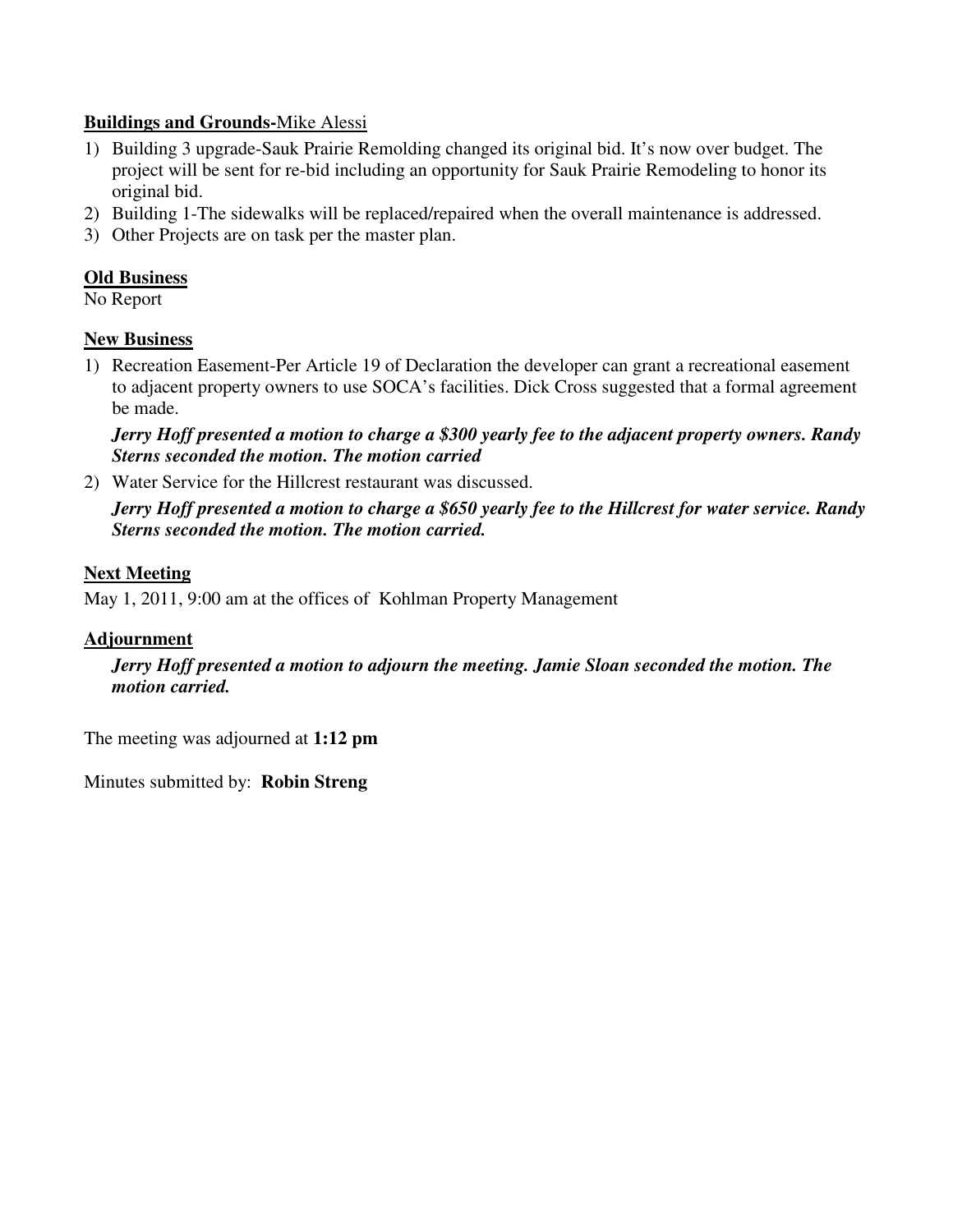**Buildings and Grounds-**Mike Alessi

1) Building 3 upgrade-Sauk Prairie Remolding changed its original bid. It's now over budget. The project will be sent for re-bid including an opportunity for Sauk Prairie Remodeling to honor its original bid.
2) Building 1-The sidewalks will be replaced/repaired when the overall maintenance is addressed.
3) Other Projects are on task per the master plan.

**Old Business**

No Report

**New Business**

1) Recreation Easement-Per Article 19 of Declaration the developer can grant a recreational easement to adjacent property owners to use SOCA's facilities. Dick Cross suggested that a formal agreement be made.

   ***Jerry Hoff presented a motion to charge a $300 yearly fee to the adjacent property owners. Randy Sterns seconded the motion. The motion carried***

2) Water Service for the Hillcrest restaurant was discussed.

   ***Jerry Hoff presented a motion to charge a $650 yearly fee to the Hillcrest for water service. Randy Sterns seconded the motion. The motion carried.***

**Next Meeting**

May 1, 2011, 9:00 am at the offices of Kohlman Property Management

**Adjournment**

***Jerry Hoff presented a motion to adjourn the meeting. Jamie Sloan seconded the motion. The motion carried.***

The meeting was adjourned at **1:12 pm**

Minutes submitted by: **Robin Streng**